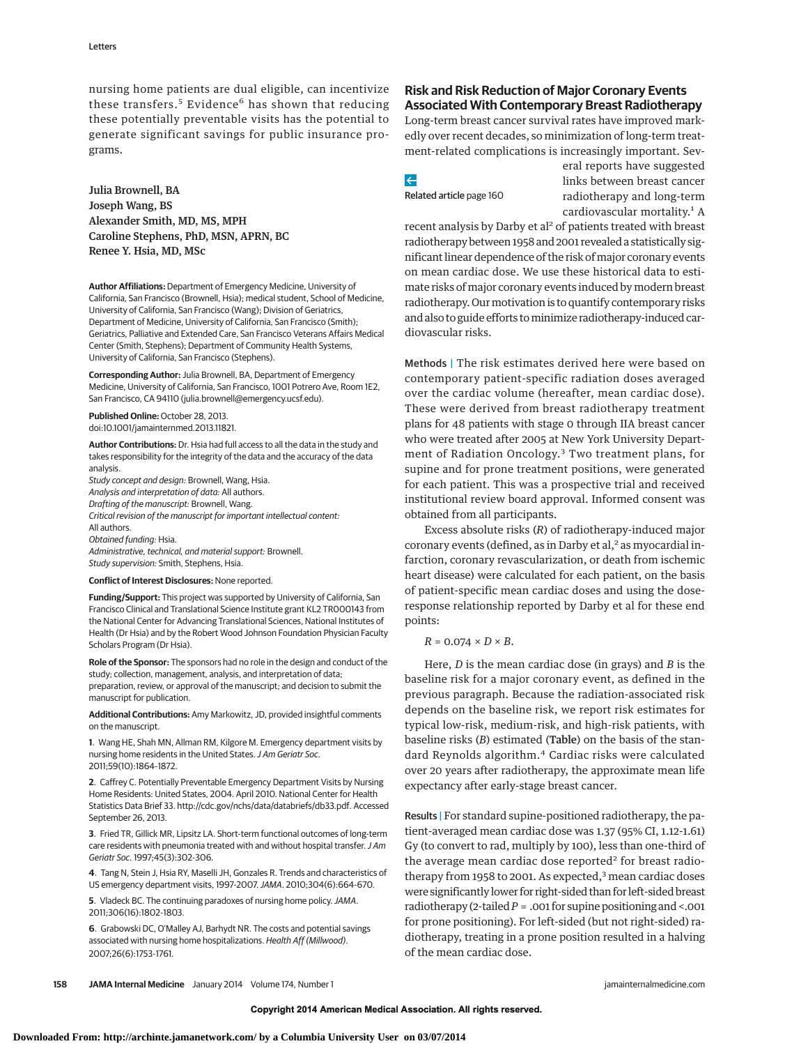nursing home patients are dual eligible, can incentivize these transfers.[5] Evidence[6] has shown that reducing these potentially preventable visits has the potential to generate significant savings for public insurance programs.

Julia Brownell, BA
Joseph Wang, BS
Alexander Smith, MD, MS, MPH
Caroline Stephens, PhD, MSN, APRN, BC
Renee Y. Hsia, MD, MSc

**Author Affiliations:** Department of Emergency Medicine, University of California, San Francisco (Brownell, Hsia); medical student, School of Medicine, University of California, San Francisco (Wang); Division of Geriatrics, Department of Medicine, University of California, San Francisco (Smith); Geriatrics, Palliative and Extended Care, San Francisco Veterans Affairs Medical Center (Smith, Stephens); Department of Community Health Systems, University of California, San Francisco (Stephens).

**Corresponding Author:** Julia Brownell, BA, Department of Emergency Medicine, University of California, San Francisco, 1001 Potrero Ave, Room 1E2, San Francisco, CA 94110 (julia.brownell@emergency.ucsf.edu).

**Published Online:** October 28, 2013. doi:10.1001/jamainternmed.2013.11821.

**Author Contributions:** Dr. Hsia had full access to all the data in the study and takes responsibility for the integrity of the data and the accuracy of the data analysis.
*Study concept and design:* Brownell, Wang, Hsia.
*Analysis and interpretation of data:* All authors.
*Drafting of the manuscript:* Brownell, Wang.
*Critical revision of the manuscript for important intellectual content:* All authors.
*Obtained funding:* Hsia.
*Administrative, technical, and material support:* Brownell.
*Study supervision:* Smith, Stephens, Hsia.

**Conflict of Interest Disclosures:** None reported.

**Funding/Support:** This project was supported by University of California, San Francisco Clinical and Translational Science Institute grant KL2 TR000143 from the National Center for Advancing Translational Sciences, National Institutes of Health (Dr Hsia) and by the Robert Wood Johnson Foundation Physician Faculty Scholars Program (Dr Hsia).

**Role of the Sponsor:** The sponsors had no role in the design and conduct of the study; collection, management, analysis, and interpretation of data; preparation, review, or approval of the manuscript; and decision to submit the manuscript for publication.

**Additional Contributions:** Amy Markowitz, JD, provided insightful comments on the manuscript.

1. Wang HE, Shah MN, Allman RM, Kilgore M. Emergency department visits by nursing home residents in the United States. *J Am Geriatr Soc*. 2011;59(10):1864-1872.

2. Caffrey C. Potentially Preventable Emergency Department Visits by Nursing Home Residents: United States, 2004. April 2010. National Center for Health Statistics Data Brief 33. http://cdc.gov/nchs/data/databriefs/db33.pdf. Accessed September 26, 2013.

3. Fried TR, Gillick MR, Lipsitz LA. Short-term functional outcomes of long-term care residents with pneumonia treated with and without hospital transfer. *J Am Geriatr Soc*. 1997;45(3):302-306.

4. Tang N, Stein J, Hsia RY, Maselli JH, Gonzales R. Trends and characteristics of US emergency department visits, 1997-2007. *JAMA*. 2010;304(6):664-670.

5. Vladeck BC. The continuing paradoxes of nursing home policy. *JAMA*. 2011;306(16):1802-1803.

6. Grabowski DC, O'Malley AJ, Barhydt NR. The costs and potential savings associated with nursing home hospitalizations. *Health Aff (Millwood)*. 2007;26(6):1753-1761.

## Risk and Risk Reduction of Major Coronary Events Associated With Contemporary Breast Radiotherapy

Long-term breast cancer survival rates have improved markedly over recent decades, so minimization of long-term treatment-related complications is increasingly important. Several reports have suggested links between breast cancer radiotherapy and long-term cardiovascular mortality.[1] A recent analysis by Darby et al[2] of patients treated with breast radiotherapy between 1958 and 2001 revealed a statistically significant linear dependence of the risk of major coronary events on mean cardiac dose. We use these historical data to estimate risks of major coronary events induced by modern breast radiotherapy. Our motivation is to quantify contemporary risks and also to guide efforts to minimize radiotherapy-induced cardiovascular risks.

Related article page 160

**Methods |** The risk estimates derived here were based on contemporary patient-specific radiation doses averaged over the cardiac volume (hereafter, mean cardiac dose). These were derived from breast radiotherapy treatment plans for 48 patients with stage 0 through IIA breast cancer who were treated after 2005 at New York University Department of Radiation Oncology.[3] Two treatment plans, for supine and for prone treatment positions, were generated for each patient. This was a prospective trial and received institutional review board approval. Informed consent was obtained from all participants.

Excess absolute risks ($R$) of radiotherapy-induced major coronary events (defined, as in Darby et al,[2] as myocardial infarction, coronary revascularization, or death from ischemic heart disease) were calculated for each patient, on the basis of patient-specific mean cardiac doses and using the dose-response relationship reported by Darby et al for these end points:

$$R = 0.074 \times D \times B.$$

Here, $D$ is the mean cardiac dose (in grays) and $B$ is the baseline risk for a major coronary event, as defined in the previous paragraph. Because the radiation-associated risk depends on the baseline risk, we report risk estimates for typical low-risk, medium-risk, and high-risk patients, with baseline risks ($B$) estimated (**Table**) on the basis of the standard Reynolds algorithm.[4] Cardiac risks were calculated over 20 years after radiotherapy, the approximate mean life expectancy after early-stage breast cancer.

**Results |** For standard supine-positioned radiotherapy, the patient-averaged mean cardiac dose was 1.37 (95% CI, 1.12-1.61) Gy (to convert to rad, multiply by 100), less than one-third of the average mean cardiac dose reported[2] for breast radiotherapy from 1958 to 2001. As expected,[3] mean cardiac doses were significantly lower for right-sided than for left-sided breast radiotherapy (2-tailed $P = .001$ for supine positioning and $<.001$ for prone positioning). For left-sided (but not right-sided) radiotherapy, treating in a prone position resulted in a halving of the mean cardiac dose.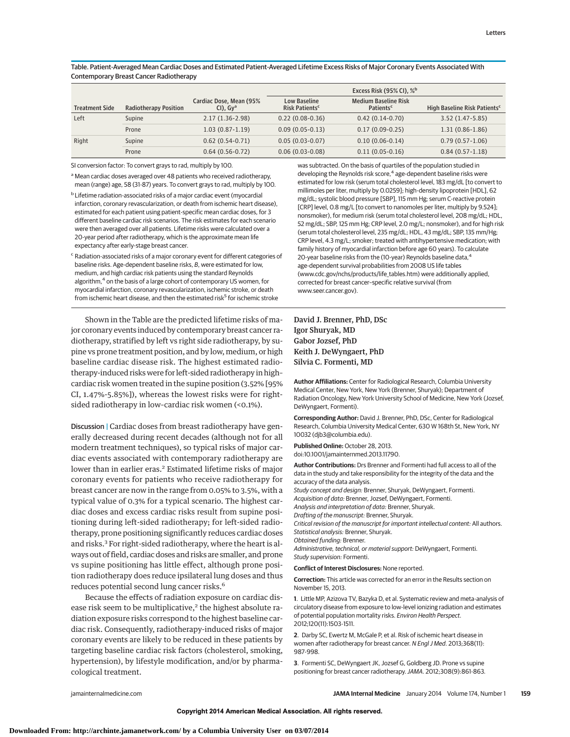Table. Patient-Averaged Mean Cardiac Doses and Estimated Patient-Averaged Lifetime Excess Risks of Major Coronary Events Associated With Contemporary Breast Cancer Radiotherapy

| Treatment Side | Radiotherapy Position | Cardiac Dose, Mean (95% CI), Gy[a] | Excess Risk (95% CI), %[b] | | |
|---|---|---|---|---|---|
| | | | Low Baseline Risk Patients[c] | Medium Baseline Risk Patients[c] | High Baseline Risk Patients[c] |
| Left | Supine | 2.17 (1.36-2.98) | 0.22 (0.08-0.36) | 0.42 (0.14-0.70) | 3.52 (1.47-5.85) |
| | Prone | 1.03 (0.87-1.19) | 0.09 (0.05-0.13) | 0.17 (0.09-0.25) | 1.31 (0.86-1.86) |
| Right | Supine | 0.62 (0.54-0.71) | 0.05 (0.03-0.07) | 0.10 (0.06-0.14) | 0.79 (0.57-1.06) |
| | Prone | 0.64 (0.56-0.72) | 0.06 (0.03-0.08) | 0.11 (0.05-0.16) | 0.84 (0.57-1.18) |

SI conversion factor: To convert grays to rad, multiply by 100.

[a] Mean cardiac doses averaged over 48 patients who received radiotherapy, mean (range) age, 58 (31-87) years. To convert grays to rad, multiply by 100.

[b] Lifetime radiation-associated risks of a major cardiac event (myocardial infarction, coronary revascularization, or death from ischemic heart disease), estimated for each patient using patient-specific mean cardiac doses, for 3 different baseline cardiac risk scenarios. The risk estimates for each scenario were then averaged over all patients. Lifetime risks were calculated over a 20-year period after radiotherapy, which is the approximate mean life expectancy after early-stage breast cancer.

[c] Radiation-associated risks of a major coronary event for different categories of baseline risks. Age-dependent baseline risks, *B*, were estimated for low, medium, and high cardiac risk patients using the standard Reynolds algorithm,[4] on the basis of a large cohort of contemporary US women, for myocardial infarction, coronary revascularization, ischemic stroke, or death from ischemic heart disease, and then the estimated risk[5] for ischemic stroke was subtracted. On the basis of quartiles of the population studied in developing the Reynolds risk score,[4] age-dependent baseline risks were estimated for low risk (serum total cholesterol level, 183 mg/dL [to convert to millimoles per liter, multiply by 0.0259]; high-density lipoprotein [HDL], 62 mg/dL; systolic blood pressure [SBP], 115 mm Hg; serum C-reactive protein [CRP] level, 0.8 mg/L [to convert to nanomoles per liter, multiply by 9.524]; nonsmoker), for medium risk (serum total cholesterol level, 208 mg/dL; HDL, 52 mg/dL; SBP, 125 mm Hg; CRP level, 2.0 mg/L; nonsmoker), and for high risk (serum total cholesterol level, 235 mg/dL; HDL, 43 mg/dL; SBP, 135 mm/Hg; CRP level, 4.3 mg/L; smoker; treated with antihypertensive medication; with family history of myocardial infarction before age 60 years). To calculate 20-year baseline risks from the (10-year) Reynolds baseline data,[4] age-dependent survival probabilities from 2008 US life tables (www.cdc.gov/nchs/products/life_tables.htm) were additionally applied, corrected for breast cancer–specific relative survival (from www.seer.cancer.gov).

Shown in the Table are the predicted lifetime risks of major coronary events induced by contemporary breast cancer radiotherapy, stratified by left vs right side radiotherapy, by supine vs prone treatment position, and by low, medium, or high baseline cardiac disease risk. The highest estimated radiotherapy-induced risks were for left-sided radiotherapy in high-cardiac risk women treated in the supine position (3.52% [95% CI, 1.47%-5.85%]), whereas the lowest risks were for right-sided radiotherapy in low–cardiac risk women (<0.1%).

**Discussion** | Cardiac doses from breast radiotherapy have generally decreased during recent decades (although not for all modern treatment techniques), so typical risks of major cardiac events associated with contemporary radiotherapy are lower than in earlier eras.[2] Estimated lifetime risks of major coronary events for patients who receive radiotherapy for breast cancer are now in the range from 0.05% to 3.5%, with a typical value of 0.3% for a typical scenario. The highest cardiac doses and excess cardiac risks result from supine positioning during left-sided radiotherapy; for left-sided radiotherapy, prone positioning significantly reduces cardiac doses and risks.[3] For right-sided radiotherapy, where the heart is always out of field, cardiac doses and risks are smaller, and prone vs supine positioning has little effect, although prone position radiotherapy does reduce ipsilateral lung doses and thus reduces potential second lung cancer risks.[6]

Because the effects of radiation exposure on cardiac disease risk seem to be multiplicative,[2] the highest absolute radiation exposure risks correspond to the highest baseline cardiac risk. Consequently, radiotherapy-induced risks of major coronary events are likely to be reduced in these patients by targeting baseline cardiac risk factors (cholesterol, smoking, hypertension), by lifestyle modification, and/or by pharmacological treatment.

**David J. Brenner, PhD, DSc**
**Igor Shuryak, MD**
**Gabor Jozsef, PhD**
**Keith J. DeWyngaert, PhD**
**Silvia C. Formenti, MD**

**Author Affiliations:** Center for Radiological Research, Columbia University Medical Center, New York, New York (Brenner, Shuryak); Department of Radiation Oncology, New York University School of Medicine, New York (Jozsef, DeWyngaert, Formenti).

**Corresponding Author:** David J. Brenner, PhD, DSc, Center for Radiological Research, Columbia University Medical Center, 630 W 168th St, New York, NY 10032 (djb3@columbia.edu).

**Published Online:** October 28, 2013. doi:10.1001/jamainternmed.2013.11790.

**Author Contributions:** Drs Brenner and Formenti had full access to all of the data in the study and take responsibility for the integrity of the data and the accuracy of the data analysis.
*Study concept and design:* Brenner, Shuryak, DeWyngaert, Formenti.
*Acquisition of data:* Brenner, Jozsef, DeWyngaert, Formenti.
*Analysis and interpretation of data:* Brenner, Shuryak.
*Drafting of the manuscript:* Brenner, Shuryak.
*Critical revision of the manuscript for important intellectual content:* All authors.
*Statistical analysis:* Brenner, Shuryak.
*Obtained funding:* Brenner.
*Administrative, technical, or material support:* DeWyngaert, Formenti.
*Study supervision:* Formenti.

**Conflict of Interest Disclosures:** None reported.

**Correction:** This article was corrected for an error in the Results section on November 15, 2013.

1. Little MP, Azizova TV, Bazyka D, et al. Systematic review and meta-analysis of circulatory disease from exposure to low-level ionizing radiation and estimates of potential population mortality risks. *Environ Health Perspect*. 2012;120(11):1503-1511.

2. Darby SC, Ewertz M, McGale P, et al. Risk of ischemic heart disease in women after radiotherapy for breast cancer. *N Engl J Med*. 2013;368(11):987-998.

3. Formenti SC, DeWyngaert JK, Jozsef G, Goldberg JD. Prone vs supine positioning for breast cancer radiotherapy. *JAMA*. 2012;308(9):861-863.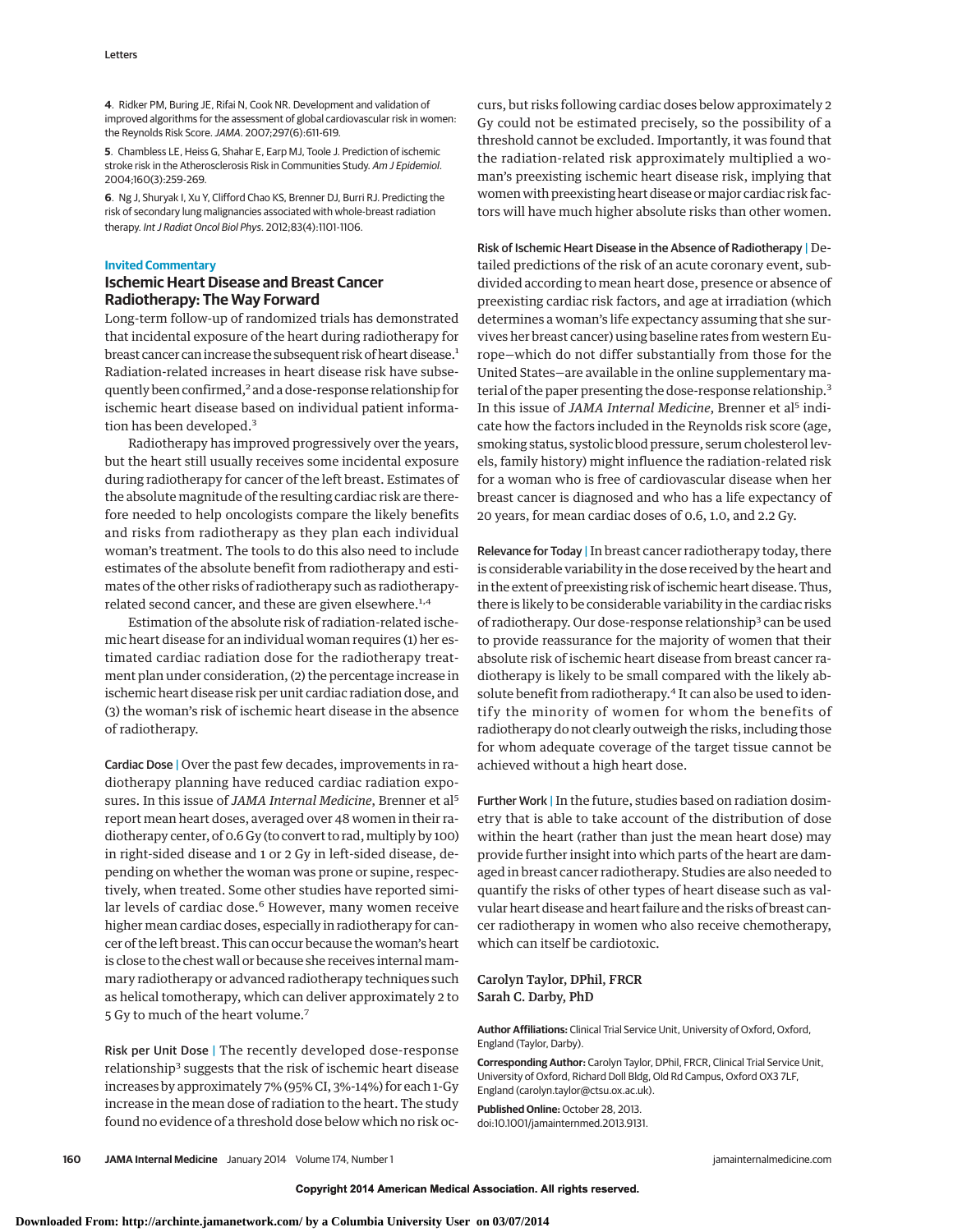4. Ridker PM, Buring JE, Rifai N, Cook NR. Development and validation of improved algorithms for the assessment of global cardiovascular risk in women: the Reynolds Risk Score. *JAMA*. 2007;297(6):611-619.

5. Chambless LE, Heiss G, Shahar E, Earp MJ, Toole J. Prediction of ischemic stroke risk in the Atherosclerosis Risk in Communities Study. *Am J Epidemiol*. 2004;160(3):259-269.

6. Ng J, Shuryak I, Xu Y, Clifford Chao KS, Brenner DJ, Burri RJ. Predicting the risk of secondary lung malignancies associated with whole-breast radiation therapy. *Int J Radiat Oncol Biol Phys*. 2012;83(4):1101-1106.

**Invited Commentary**

## Ischemic Heart Disease and Breast Cancer Radiotherapy: The Way Forward

Long-term follow-up of randomized trials has demonstrated that incidental exposure of the heart during radiotherapy for breast cancer can increase the subsequent risk of heart disease.[1] Radiation-related increases in heart disease risk have subsequently been confirmed,[2] and a dose-response relationship for ischemic heart disease based on individual patient information has been developed.[3]

Radiotherapy has improved progressively over the years, but the heart still usually receives some incidental exposure during radiotherapy for cancer of the left breast. Estimates of the absolute magnitude of the resulting cardiac risk are therefore needed to help oncologists compare the likely benefits and risks from radiotherapy as they plan each individual woman's treatment. The tools to do this also need to include estimates of the absolute benefit from radiotherapy and estimates of the other risks of radiotherapy such as radiotherapy-related second cancer, and these are given elsewhere.[1,4]

Estimation of the absolute risk of radiation-related ischemic heart disease for an individual woman requires (1) her estimated cardiac radiation dose for the radiotherapy treatment plan under consideration, (2) the percentage increase in ischemic heart disease risk per unit cardiac radiation dose, and (3) the woman's risk of ischemic heart disease in the absence of radiotherapy.

**Cardiac Dose** | Over the past few decades, improvements in radiotherapy planning have reduced cardiac radiation exposures. In this issue of *JAMA Internal Medicine*, Brenner et al[5] report mean heart doses, averaged over 48 women in their radiotherapy center, of 0.6 Gy (to convert to rad, multiply by 100) in right-sided disease and 1 or 2 Gy in left-sided disease, depending on whether the woman was prone or supine, respectively, when treated. Some other studies have reported similar levels of cardiac dose.[6] However, many women receive higher mean cardiac doses, especially in radiotherapy for cancer of the left breast. This can occur because the woman's heart is close to the chest wall or because she receives internal mammary radiotherapy or advanced radiotherapy techniques such as helical tomotherapy, which can deliver approximately 2 to 5 Gy to much of the heart volume.[7]

**Risk per Unit Dose** | The recently developed dose-response relationship[3] suggests that the risk of ischemic heart disease increases by approximately 7% (95% CI, 3%-14%) for each 1-Gy increase in the mean dose of radiation to the heart. The study found no evidence of a threshold dose below which no risk occurs, but risks following cardiac doses below approximately 2 Gy could not be estimated precisely, so the possibility of a threshold cannot be excluded. Importantly, it was found that the radiation-related risk approximately multiplied a woman's preexisting ischemic heart disease risk, implying that women with preexisting heart disease or major cardiac risk factors will have much higher absolute risks than other women.

**Risk of Ischemic Heart Disease in the Absence of Radiotherapy** | Detailed predictions of the risk of an acute coronary event, subdivided according to mean heart dose, presence or absence of preexisting cardiac risk factors, and age at irradiation (which determines a woman's life expectancy assuming that she survives her breast cancer) using baseline rates from western Europe—which do not differ substantially from those for the United States—are available in the online supplementary material of the paper presenting the dose-response relationship.[3] In this issue of *JAMA Internal Medicine*, Brenner et al[5] indicate how the factors included in the Reynolds risk score (age, smoking status, systolic blood pressure, serum cholesterol levels, family history) might influence the radiation-related risk for a woman who is free of cardiovascular disease when her breast cancer is diagnosed and who has a life expectancy of 20 years, for mean cardiac doses of 0.6, 1.0, and 2.2 Gy.

**Relevance for Today** | In breast cancer radiotherapy today, there is considerable variability in the dose received by the heart and in the extent of preexisting risk of ischemic heart disease. Thus, there is likely to be considerable variability in the cardiac risks of radiotherapy. Our dose-response relationship[3] can be used to provide reassurance for the majority of women that their absolute risk of ischemic heart disease from breast cancer radiotherapy is likely to be small compared with the likely absolute benefit from radiotherapy.[4] It can also be used to identify the minority of women for whom the benefits of radiotherapy do not clearly outweigh the risks, including those for whom adequate coverage of the target tissue cannot be achieved without a high heart dose.

**Further Work** | In the future, studies based on radiation dosimetry that is able to take account of the distribution of dose within the heart (rather than just the mean heart dose) may provide further insight into which parts of the heart are damaged in breast cancer radiotherapy. Studies are also needed to quantify the risks of other types of heart disease such as valvular heart disease and heart failure and the risks of breast cancer radiotherapy in women who also receive chemotherapy, which can itself be cardiotoxic.

Carolyn Taylor, DPhil, FRCR
Sarah C. Darby, PhD

**Author Affiliations:** Clinical Trial Service Unit, University of Oxford, Oxford, England (Taylor, Darby).

**Corresponding Author:** Carolyn Taylor, DPhil, FRCR, Clinical Trial Service Unit, University of Oxford, Richard Doll Bldg, Old Rd Campus, Oxford OX3 7LF, England (carolyn.taylor@ctsu.ox.ac.uk).

**Published Online:** October 28, 2013. doi:10.1001/jamainternmed.2013.9131.